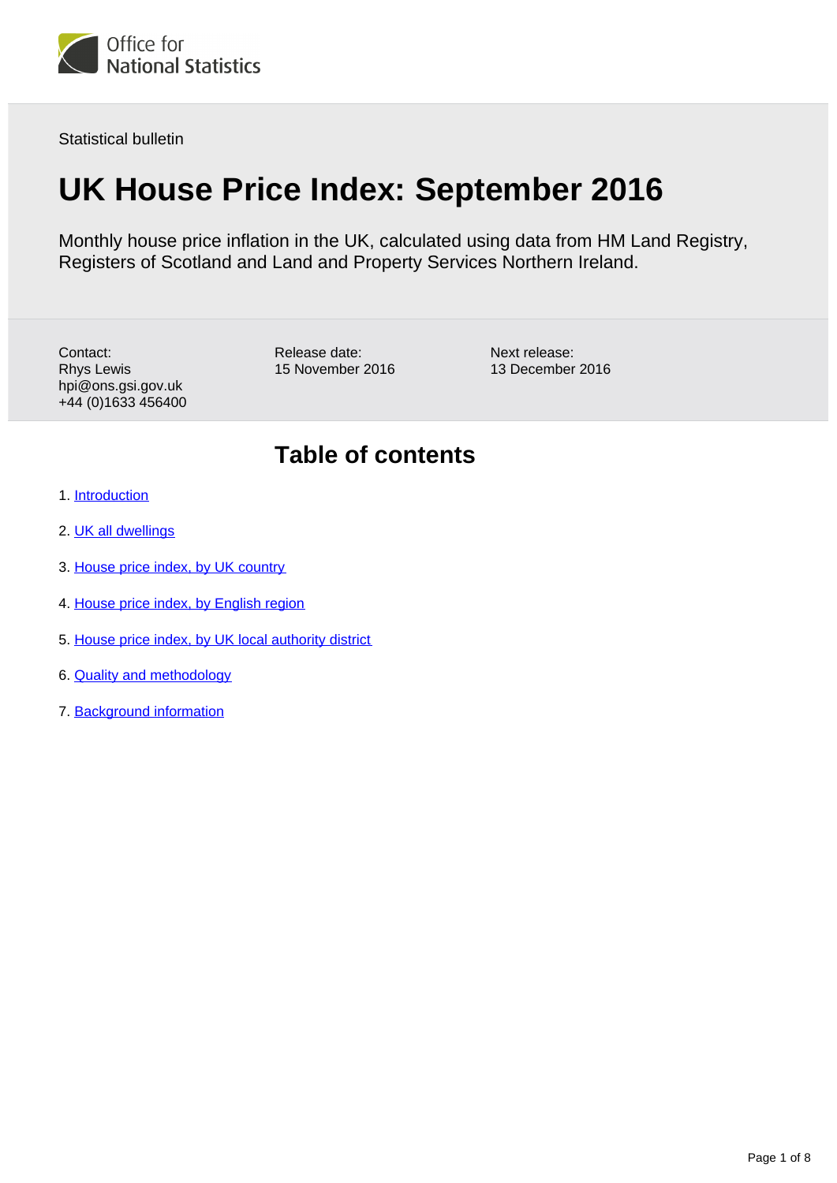Office for National Statistics

Statistical bulletin

# UK House Price Index: September 2016

Monthly house price inflation in the UK, calculated using data from HM Land Registry, Registers of Scotland and Land and Property Services Northern Ireland.

Contact:
Rhys Lewis
hpi@ons.gsi.gov.uk
+44 (0)1633 456400

Release date:
15 November 2016

Next release:
13 December 2016

## Table of contents

1. Introduction
2. UK all dwellings
3. House price index, by UK country
4. House price index, by English region
5. House price index, by UK local authority district
6. Quality and methodology
7. Background information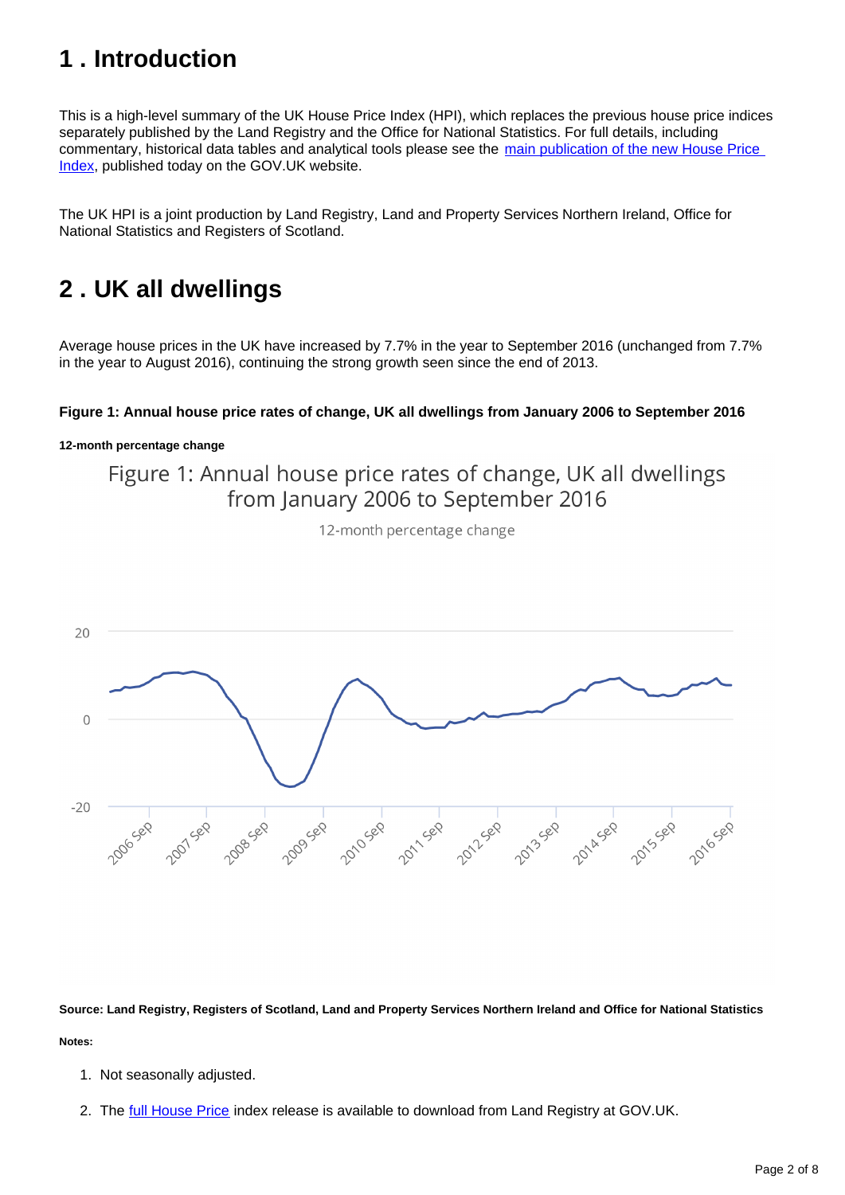# 1 . Introduction

This is a high-level summary of the UK House Price Index (HPI), which replaces the previous house price indices separately published by the Land Registry and the Office for National Statistics. For full details, including commentary, historical data tables and analytical tools please see the main publication of the new House Price Index, published today on the GOV.UK website.

The UK HPI is a joint production by Land Registry, Land and Property Services Northern Ireland, Office for National Statistics and Registers of Scotland.

# 2 . UK all dwellings

Average house prices in the UK have increased by 7.7% in the year to September 2016 (unchanged from 7.7% in the year to August 2016), continuing the strong growth seen since the end of 2013.

**Figure 1: Annual house price rates of change, UK all dwellings from January 2006 to September 2016**

**12-month percentage change**

**Source: Land Registry, Registers of Scotland, Land and Property Services Northern Ireland and Office for National Statistics**

**Notes:**

1. Not seasonally adjusted.
2. The full House Price index release is available to download from Land Registry at GOV.UK.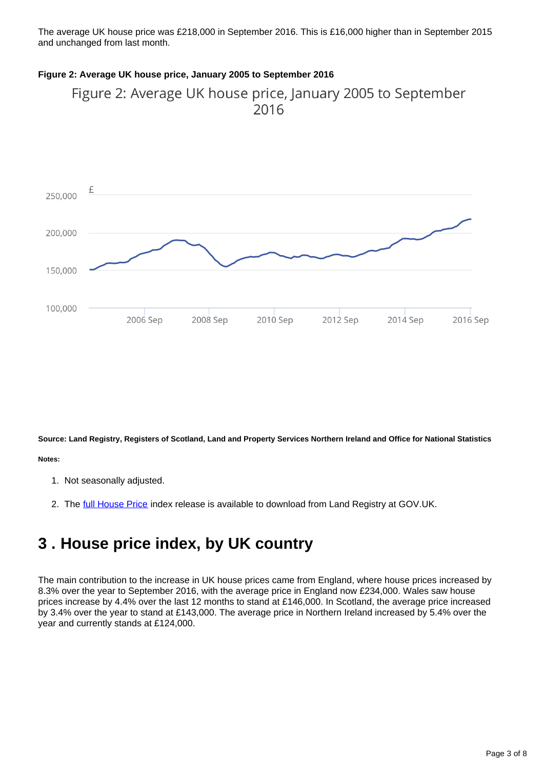The average UK house price was £218,000 in September 2016. This is £16,000 higher than in September 2015 and unchanged from last month.

**Figure 2: Average UK house price, January 2005 to September 2016**

Source: Land Registry, Registers of Scotland, Land and Property Services Northern Ireland and Office for National Statistics

**Notes:**

1. Not seasonally adjusted.
2. The full House Price index release is available to download from Land Registry at GOV.UK.

## 3 . House price index, by UK country

The main contribution to the increase in UK house prices came from England, where house prices increased by 8.3% over the year to September 2016, with the average price in England now £234,000. Wales saw house prices increase by 4.4% over the last 12 months to stand at £146,000. In Scotland, the average price increased by 3.4% over the year to stand at £143,000. The average price in Northern Ireland increased by 5.4% over the year and currently stands at £124,000.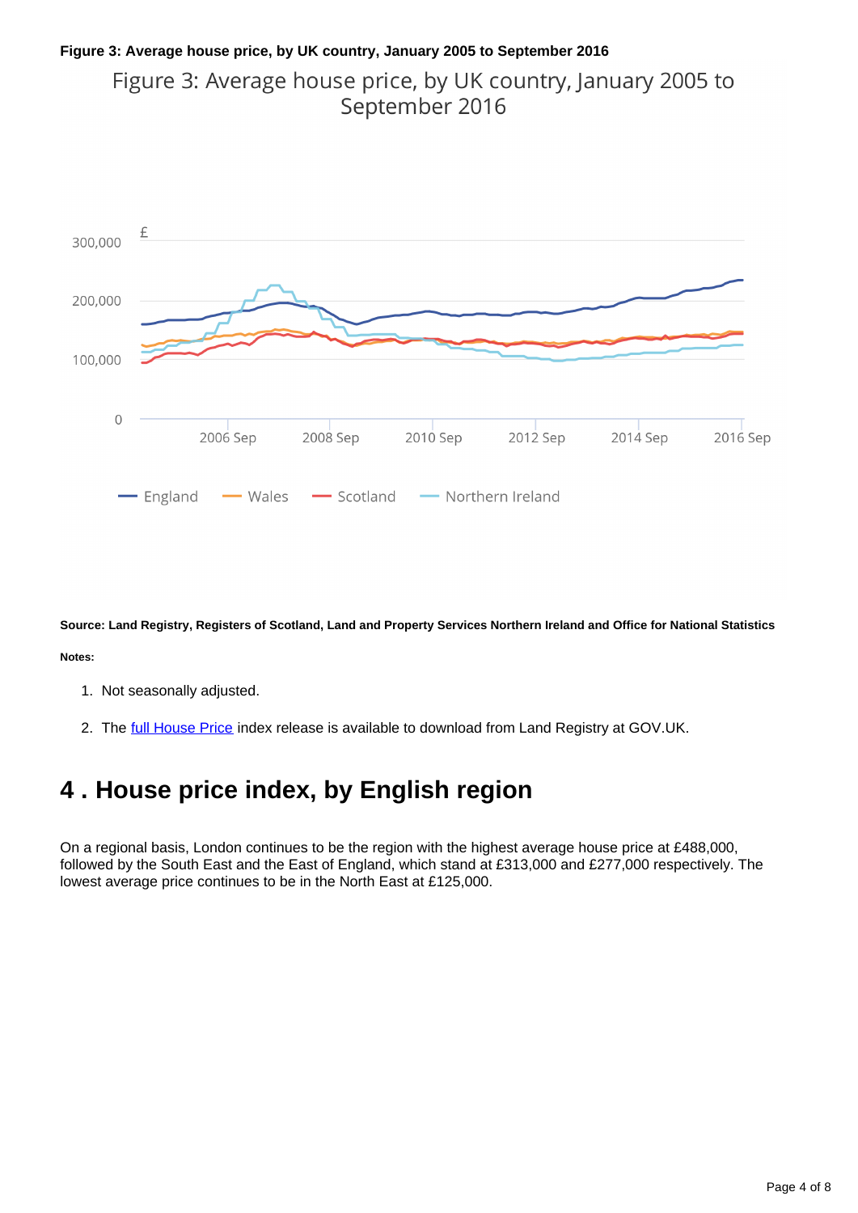**Figure 3: Average house price, by UK country, January 2005 to September 2016**

Figure 3: Average house price, by UK country, January 2005 to September 2016

£

300,000

200,000

100,000

0

2006 Sep 2008 Sep 2010 Sep 2012 Sep 2014 Sep 2016 Sep

England Wales Scotland Northern Ireland

**Source: Land Registry, Registers of Scotland, Land and Property Services Northern Ireland and Office for National Statistics**

**Notes:**

1. Not seasonally adjusted.
2. The full House Price index release is available to download from Land Registry at GOV.UK.

# 4 . House price index, by English region

On a regional basis, London continues to be the region with the highest average house price at £488,000, followed by the South East and the East of England, which stand at £313,000 and £277,000 respectively. The lowest average price continues to be in the North East at £125,000.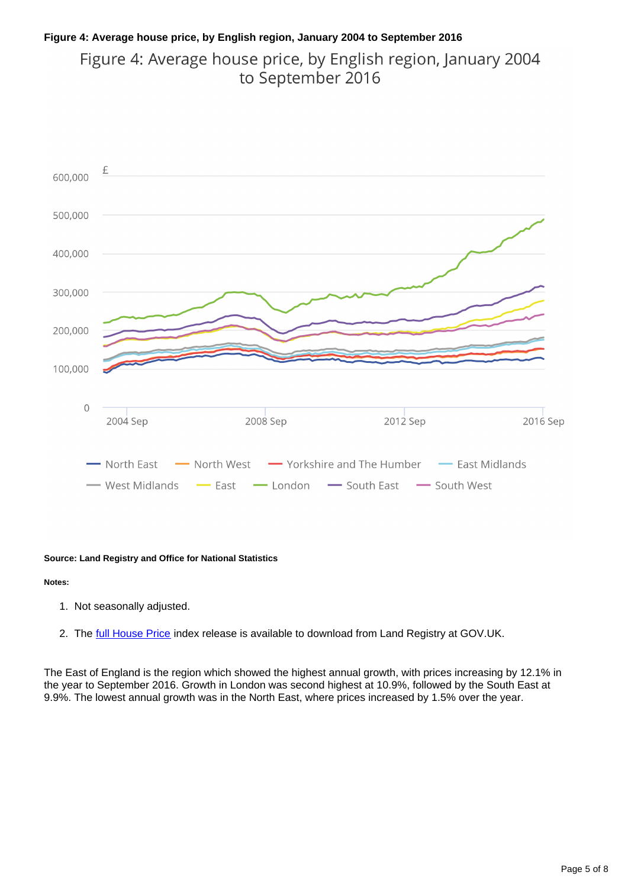**Figure 4: Average house price, by English region, January 2004 to September 2016**

Figure 4: Average house price, by English region, January 2004 to September 2016

**Source: Land Registry and Office for National Statistics**

**Notes:**

1. Not seasonally adjusted.
2. The full House Price index release is available to download from Land Registry at GOV.UK.

The East of England is the region which showed the highest annual growth, with prices increasing by 12.1% in the year to September 2016. Growth in London was second highest at 10.9%, followed by the South East at 9.9%. The lowest annual growth was in the North East, where prices increased by 1.5% over the year.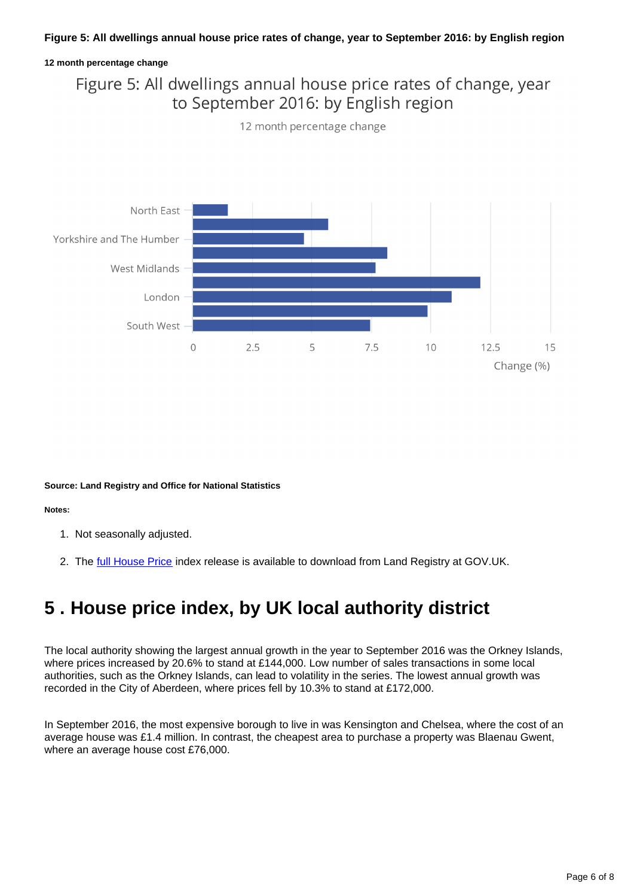**Figure 5: All dwellings annual house price rates of change, year to September 2016: by English region**

**12 month percentage change**

Figure 5: All dwellings annual house price rates of change, year to September 2016: by English region

12 month percentage change

North East

Yorkshire and The Humber

West Midlands

London

South West

0 2.5 5 7.5 10 12.5 15

Change (%)

**Source: Land Registry and Office for National Statistics**

**Notes:**

1. Not seasonally adjusted.
2. The full House Price index release is available to download from Land Registry at GOV.UK.

# 5 . House price index, by UK local authority district

The local authority showing the largest annual growth in the year to September 2016 was the Orkney Islands, where prices increased by 20.6% to stand at £144,000. Low number of sales transactions in some local authorities, such as the Orkney Islands, can lead to volatility in the series. The lowest annual growth was recorded in the City of Aberdeen, where prices fell by 10.3% to stand at £172,000.

In September 2016, the most expensive borough to live in was Kensington and Chelsea, where the cost of an average house was £1.4 million. In contrast, the cheapest area to purchase a property was Blaenau Gwent, where an average house cost £76,000.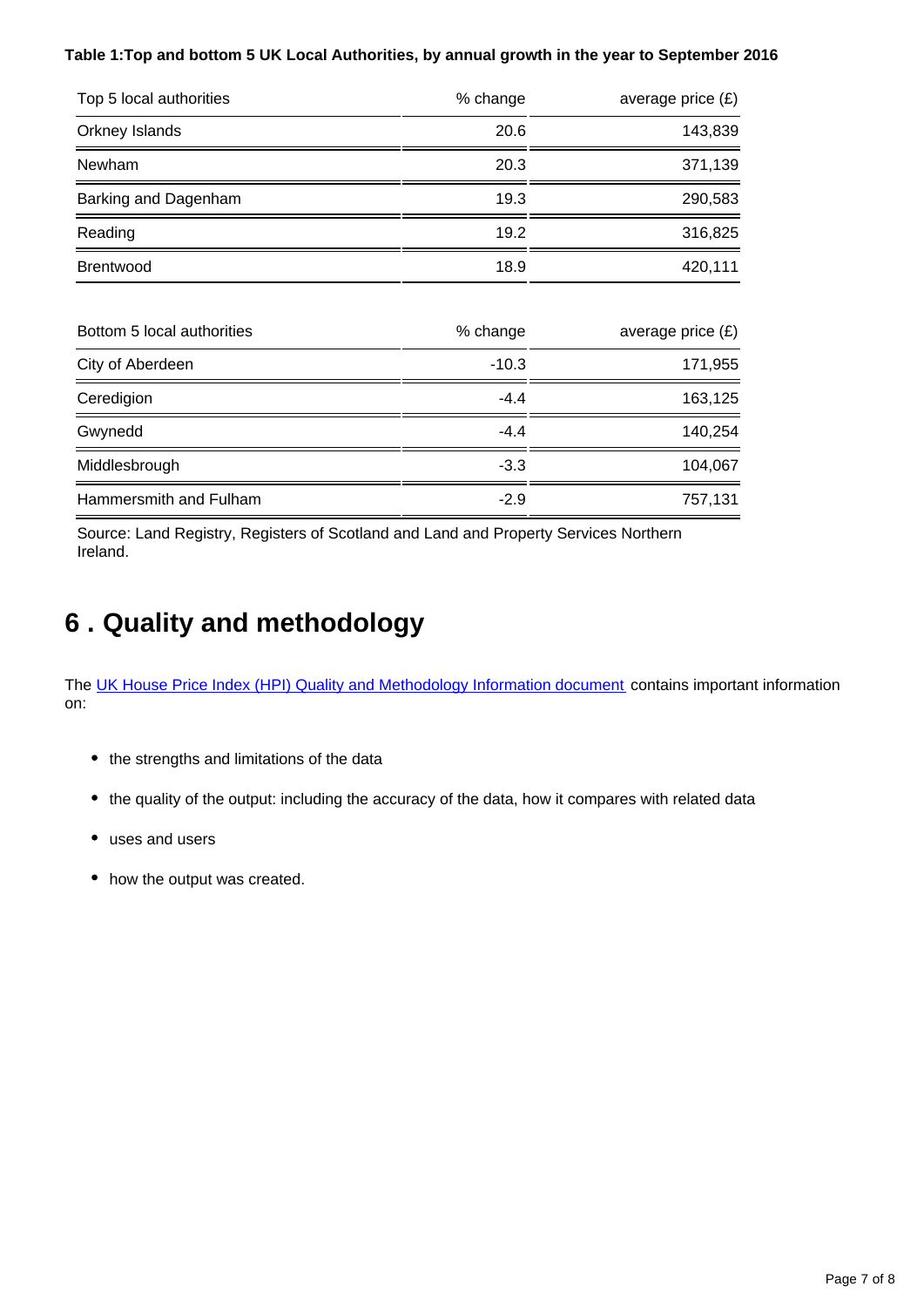**Table 1:Top and bottom 5 UK Local Authorities, by annual growth in the year to September 2016**

| Top 5 local authorities | % change | average price (£) |
|---|---|---|
| Orkney Islands | 20.6 | 143,839 |
| Newham | 20.3 | 371,139 |
| Barking and Dagenham | 19.3 | 290,583 |
| Reading | 19.2 | 316,825 |
| Brentwood | 18.9 | 420,111 |

| Bottom 5 local authorities | % change | average price (£) |
|---|---|---|
| City of Aberdeen | -10.3 | 171,955 |
| Ceredigion | -4.4 | 163,125 |
| Gwynedd | -4.4 | 140,254 |
| Middlesbrough | -3.3 | 104,067 |
| Hammersmith and Fulham | -2.9 | 757,131 |

Source: Land Registry, Registers of Scotland and Land and Property Services Northern Ireland.

## 6 . Quality and methodology

The UK House Price Index (HPI) Quality and Methodology Information document contains important information on:

- the strengths and limitations of the data
- the quality of the output: including the accuracy of the data, how it compares with related data
- uses and users
- how the output was created.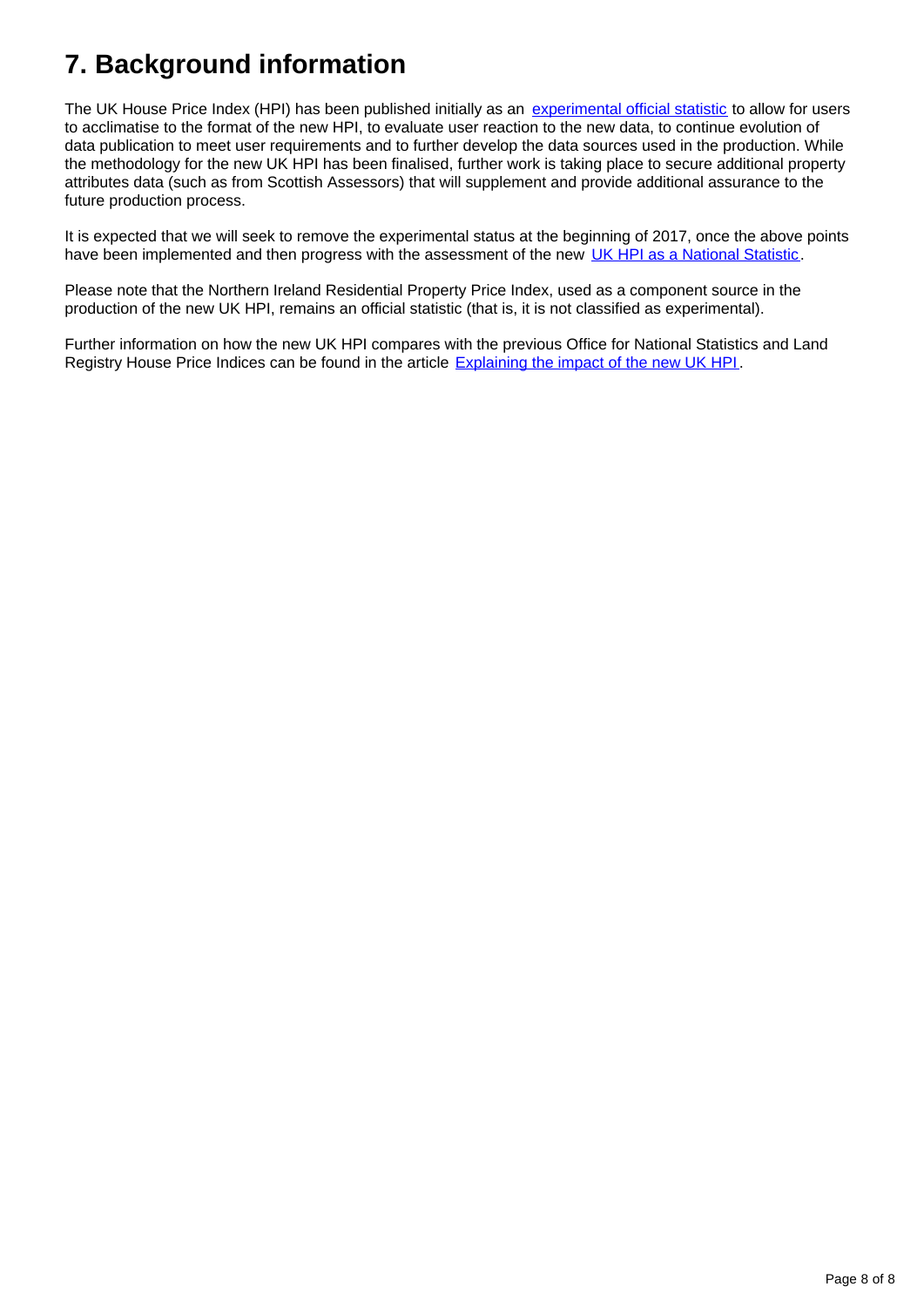## 7. Background information

The UK House Price Index (HPI) has been published initially as an experimental official statistic to allow for users to acclimatise to the format of the new HPI, to evaluate user reaction to the new data, to continue evolution of data publication to meet user requirements and to further develop the data sources used in the production. While the methodology for the new UK HPI has been finalised, further work is taking place to secure additional property attributes data (such as from Scottish Assessors) that will supplement and provide additional assurance to the future production process.

It is expected that we will seek to remove the experimental status at the beginning of 2017, once the above points have been implemented and then progress with the assessment of the new UK HPI as a National Statistic.

Please note that the Northern Ireland Residential Property Price Index, used as a component source in the production of the new UK HPI, remains an official statistic (that is, it is not classified as experimental).

Further information on how the new UK HPI compares with the previous Office for National Statistics and Land Registry House Price Indices can be found in the article Explaining the impact of the new UK HPI.